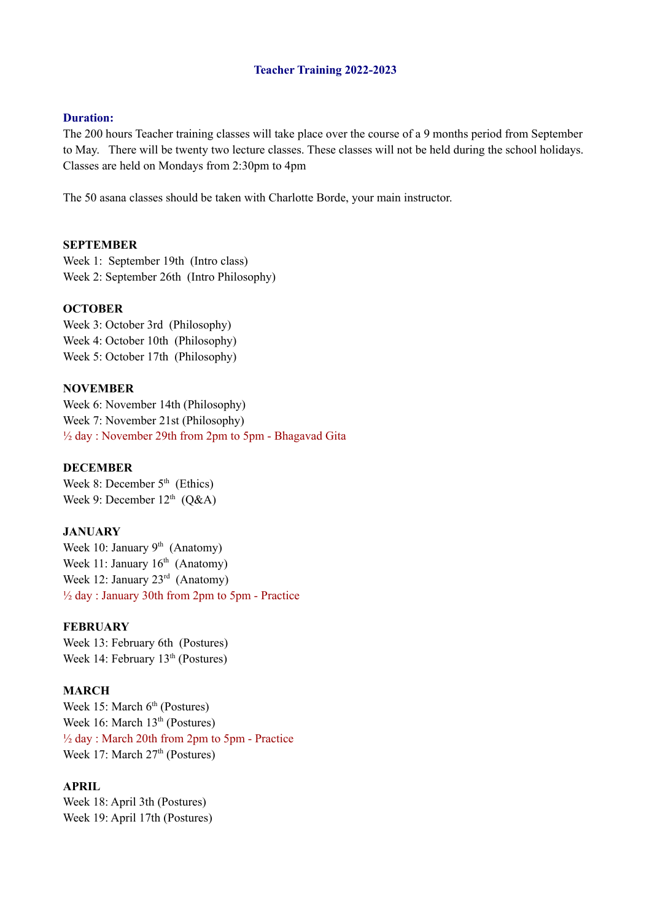# Teacher Training 2022-2023

## Duration:

The 200 hours Teacher training classes will take place over the course of a 9 months period from September to May. There will be twenty two lecture classes. These classes will not be held during the school holidays. Classes are held on Mondays from 2:30pm to 4pm

The 50 asana classes should be taken with Charlotte Borde, your main instructor.

**SEPTEMBER**

Week 1: September 19th (Intro class)
Week 2: September 26th (Intro Philosophy)

**OCTOBER**

Week 3: October 3rd (Philosophy)
Week 4: October 10th (Philosophy)
Week 5: October 17th (Philosophy)

**NOVEMBER**

Week 6: November 14th (Philosophy)
Week 7: November 21st (Philosophy)
½ day : November 29th from 2pm to 5pm - Bhagavad Gita

**DECEMBER**

Week 8: December 5th (Ethics)
Week 9: December 12th (Q&A)

**JANUARY**

Week 10: January 9th (Anatomy)
Week 11: January 16th (Anatomy)
Week 12: January 23rd (Anatomy)
½ day : January 30th from 2pm to 5pm - Practice

**FEBRUARY**

Week 13: February 6th (Postures)
Week 14: February 13th (Postures)

**MARCH**

Week 15: March 6th (Postures)
Week 16: March 13th (Postures)
½ day : March 20th from 2pm to 5pm - Practice
Week 17: March 27th (Postures)

**APRIL**

Week 18: April 3th (Postures)
Week 19: April 17th (Postures)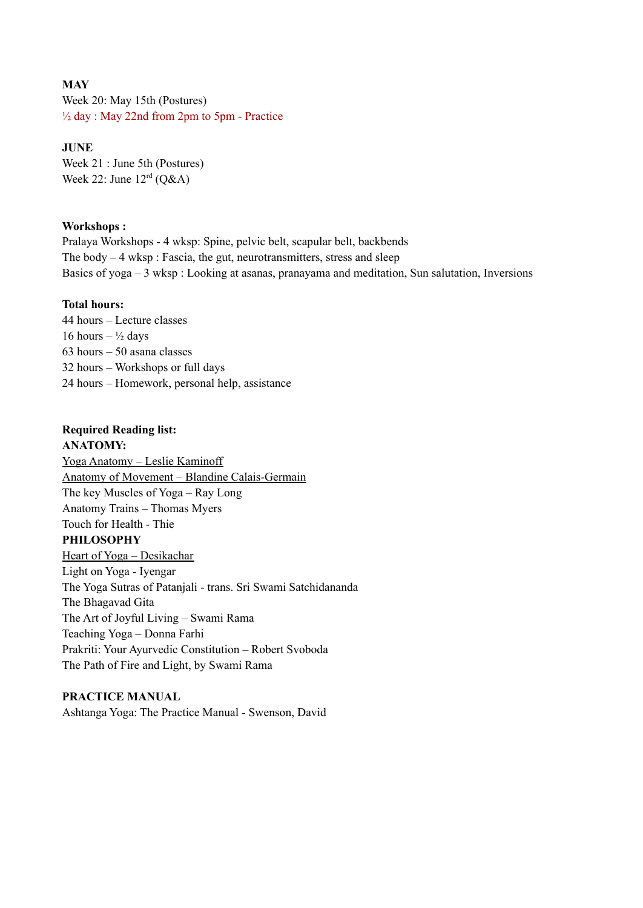**MAY**

Week 20: May 15th (Postures)

½ day : May 22nd from 2pm to 5pm - Practice

**JUNE**

Week 21 : June 5th (Postures)

Week 22: June 12rd (Q&A)

**Workshops :**

Pralaya Workshops - 4 wksp: Spine, pelvic belt, scapular belt, backbends

The body – 4 wksp : Fascia, the gut, neurotransmitters, stress and sleep

Basics of yoga – 3 wksp : Looking at asanas, pranayama and meditation, Sun salutation, Inversions

**Total hours:**

44 hours – Lecture classes

16 hours – ½ days

63 hours – 50 asana classes

32 hours – Workshops or full days

24 hours – Homework, personal help, assistance

**Required Reading list:**

**ANATOMY:**

Yoga Anatomy – Leslie Kaminoff

Anatomy of Movement – Blandine Calais-Germain

The key Muscles of Yoga – Ray Long

Anatomy Trains – Thomas Myers

Touch for Health - Thie

**PHILOSOPHY**

Heart of Yoga – Desikachar

Light on Yoga - Iyengar

The Yoga Sutras of Patanjali - trans. Sri Swami Satchidananda

The Bhagavad Gita

The Art of Joyful Living – Swami Rama

Teaching Yoga – Donna Farhi

Prakriti: Your Ayurvedic Constitution – Robert Svoboda

The Path of Fire and Light, by Swami Rama

**PRACTICE MANUAL**

Ashtanga Yoga: The Practice Manual - Swenson, David